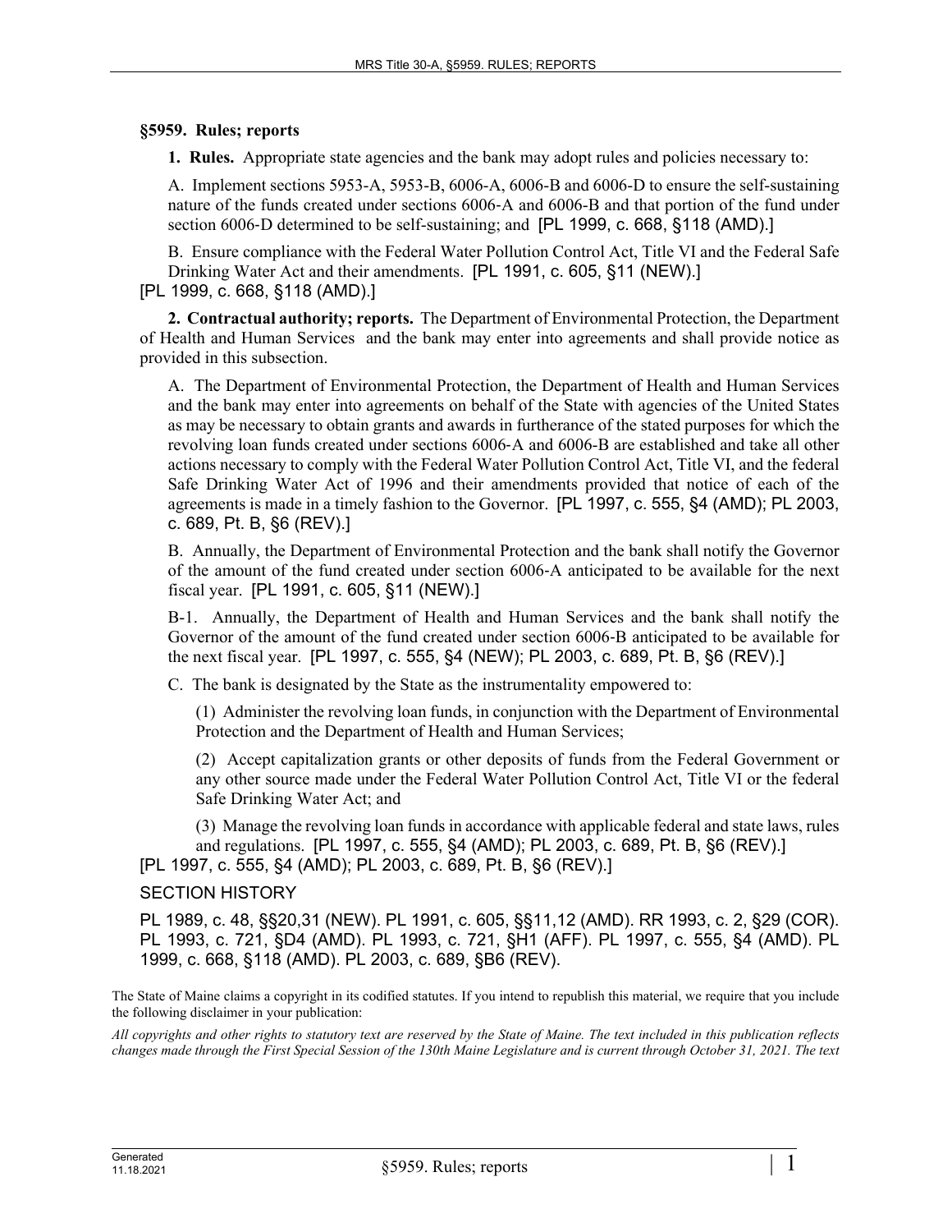## §5959. Rules; reports

**1. Rules.** Appropriate state agencies and the bank may adopt rules and policies necessary to:

A. Implement sections 5953-A, 5953-B, 6006-A, 6006-B and 6006-D to ensure the self-sustaining nature of the funds created under sections 6006-A and 6006-B and that portion of the fund under section 6006-D determined to be self-sustaining; and [PL 1999, c. 668, §118 (AMD).]

B. Ensure compliance with the Federal Water Pollution Control Act, Title VI and the Federal Safe Drinking Water Act and their amendments. [PL 1991, c. 605, §11 (NEW).]

[PL 1999, c. 668, §118 (AMD).]

**2. Contractual authority; reports.** The Department of Environmental Protection, the Department of Health and Human Services and the bank may enter into agreements and shall provide notice as provided in this subsection.

A. The Department of Environmental Protection, the Department of Health and Human Services and the bank may enter into agreements on behalf of the State with agencies of the United States as may be necessary to obtain grants and awards in furtherance of the stated purposes for which the revolving loan funds created under sections 6006-A and 6006-B are established and take all other actions necessary to comply with the Federal Water Pollution Control Act, Title VI, and the federal Safe Drinking Water Act of 1996 and their amendments provided that notice of each of the agreements is made in a timely fashion to the Governor. [PL 1997, c. 555, §4 (AMD); PL 2003, c. 689, Pt. B, §6 (REV).]

B. Annually, the Department of Environmental Protection and the bank shall notify the Governor of the amount of the fund created under section 6006-A anticipated to be available for the next fiscal year. [PL 1991, c. 605, §11 (NEW).]

B-1. Annually, the Department of Health and Human Services and the bank shall notify the Governor of the amount of the fund created under section 6006-B anticipated to be available for the next fiscal year. [PL 1997, c. 555, §4 (NEW); PL 2003, c. 689, Pt. B, §6 (REV).]

C. The bank is designated by the State as the instrumentality empowered to:

(1) Administer the revolving loan funds, in conjunction with the Department of Environmental Protection and the Department of Health and Human Services;

(2) Accept capitalization grants or other deposits of funds from the Federal Government or any other source made under the Federal Water Pollution Control Act, Title VI or the federal Safe Drinking Water Act; and

(3) Manage the revolving loan funds in accordance with applicable federal and state laws, rules and regulations. [PL 1997, c. 555, §4 (AMD); PL 2003, c. 689, Pt. B, §6 (REV).]

[PL 1997, c. 555, §4 (AMD); PL 2003, c. 689, Pt. B, §6 (REV).]

SECTION HISTORY

PL 1989, c. 48, §§20,31 (NEW). PL 1991, c. 605, §§11,12 (AMD). RR 1993, c. 2, §29 (COR). PL 1993, c. 721, §D4 (AMD). PL 1993, c. 721, §H1 (AFF). PL 1997, c. 555, §4 (AMD). PL 1999, c. 668, §118 (AMD). PL 2003, c. 689, §B6 (REV).

The State of Maine claims a copyright in its codified statutes. If you intend to republish this material, we require that you include the following disclaimer in your publication:

*All copyrights and other rights to statutory text are reserved by the State of Maine. The text included in this publication reflects changes made through the First Special Session of the 130th Maine Legislature and is current through October 31, 2021. The text*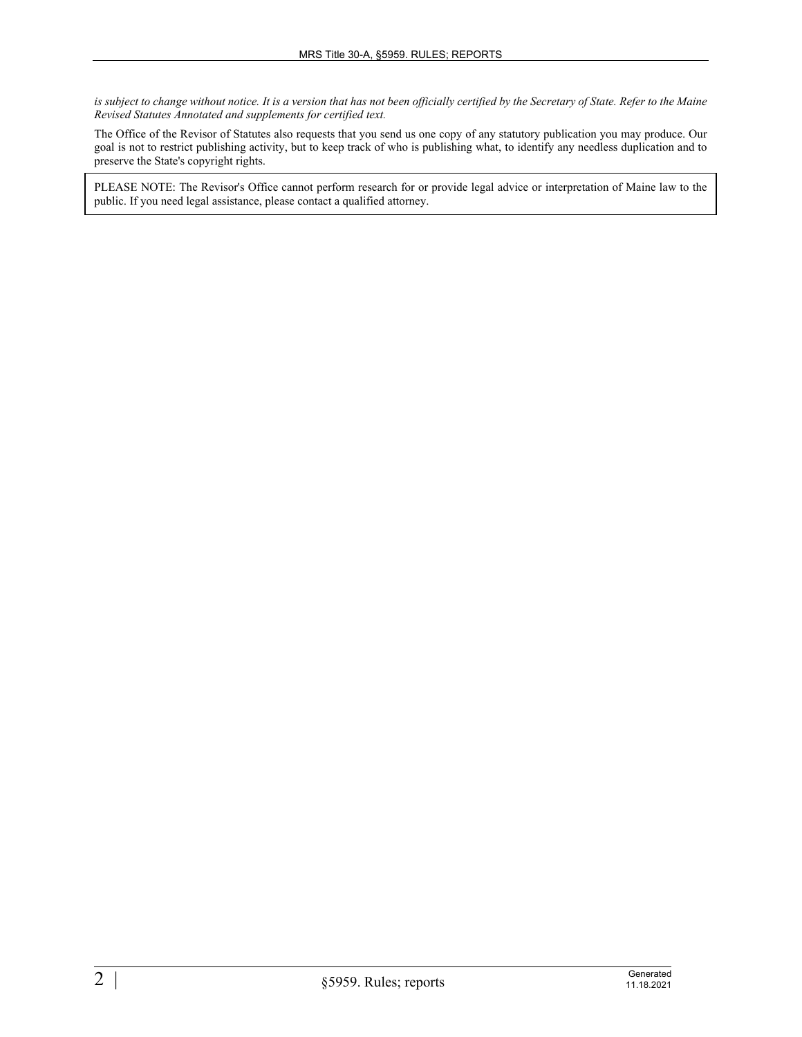*is subject to change without notice. It is a version that has not been officially certified by the Secretary of State. Refer to the Maine Revised Statutes Annotated and supplements for certified text.*

The Office of the Revisor of Statutes also requests that you send us one copy of any statutory publication you may produce. Our goal is not to restrict publishing activity, but to keep track of who is publishing what, to identify any needless duplication and to preserve the State's copyright rights.

PLEASE NOTE: The Revisor's Office cannot perform research for or provide legal advice or interpretation of Maine law to the public. If you need legal assistance, please contact a qualified attorney.